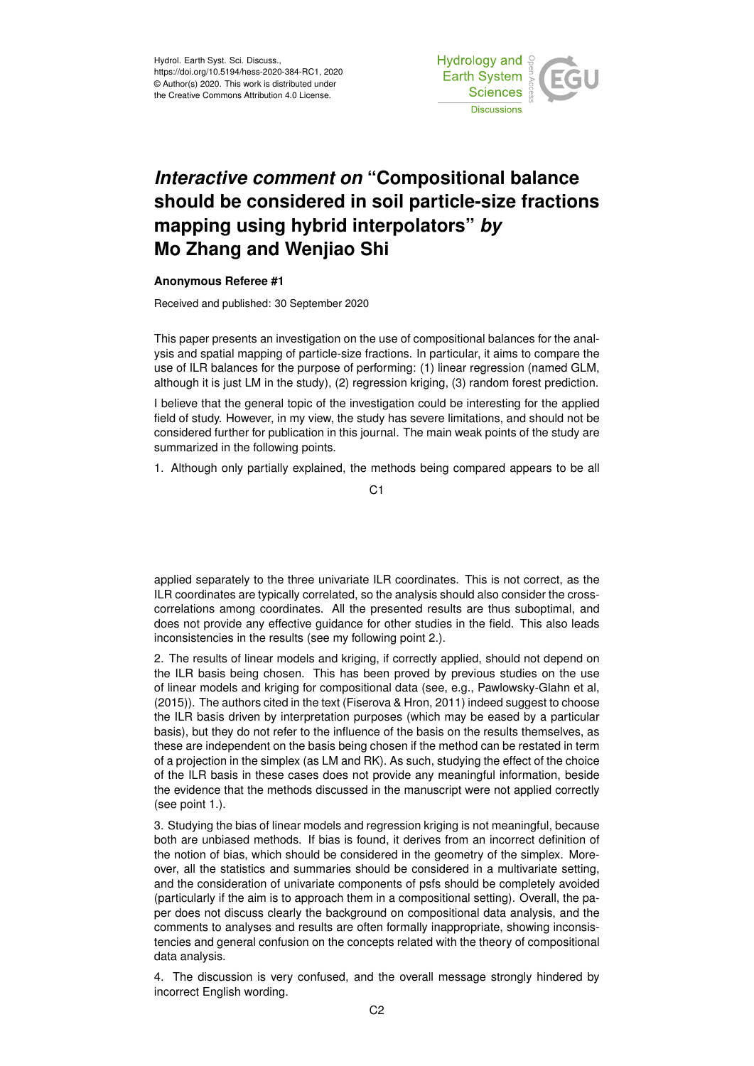Hydrol. Earth Syst. Sci. Discuss.,
https://doi.org/10.5194/hess-2020-384-RC1, 2020
© Author(s) 2020. This work is distributed under
the Creative Commons Attribution 4.0 License.

# *Interactive comment on* "Compositional balance should be considered in soil particle-size fractions mapping using hybrid interpolators" *by* Mo Zhang and Wenjiao Shi

**Anonymous Referee #1**

Received and published: 30 September 2020

This paper presents an investigation on the use of compositional balances for the analysis and spatial mapping of particle-size fractions. In particular, it aims to compare the use of ILR balances for the purpose of performing: (1) linear regression (named GLM, although it is just LM in the study), (2) regression kriging, (3) random forest prediction.

I believe that the general topic of the investigation could be interesting for the applied field of study. However, in my view, the study has severe limitations, and should not be considered further for publication in this journal. The main weak points of the study are summarized in the following points.

1. Although only partially explained, the methods being compared appears to be all applied separately to the three univariate ILR coordinates. This is not correct, as the ILR coordinates are typically correlated, so the analysis should also consider the cross-correlations among coordinates. All the presented results are thus suboptimal, and does not provide any effective guidance for other studies in the field. This also leads inconsistencies in the results (see my following point 2.).

2. The results of linear models and kriging, if correctly applied, should not depend on the ILR basis being chosen. This has been proved by previous studies on the use of linear models and kriging for compositional data (see, e.g., Pawlowsky-Glahn et al, (2015)). The authors cited in the text (Fiserova & Hron, 2011) indeed suggest to choose the ILR basis driven by interpretation purposes (which may be eased by a particular basis), but they do not refer to the influence of the basis on the results themselves, as these are independent on the basis being chosen if the method can be restated in term of a projection in the simplex (as LM and RK). As such, studying the effect of the choice of the ILR basis in these cases does not provide any meaningful information, beside the evidence that the methods discussed in the manuscript were not applied correctly (see point 1.).

3. Studying the bias of linear models and regression kriging is not meaningful, because both are unbiased methods. If bias is found, it derives from an incorrect definition of the notion of bias, which should be considered in the geometry of the simplex. Moreover, all the statistics and summaries should be considered in a multivariate setting, and the consideration of univariate components of psfs should be completely avoided (particularly if the aim is to approach them in a compositional setting). Overall, the paper does not discuss clearly the background on compositional data analysis, and the comments to analyses and results are often formally inappropriate, showing inconsistencies and general confusion on the concepts related with the theory of compositional data analysis.

4. The discussion is very confused, and the overall message strongly hindered by incorrect English wording.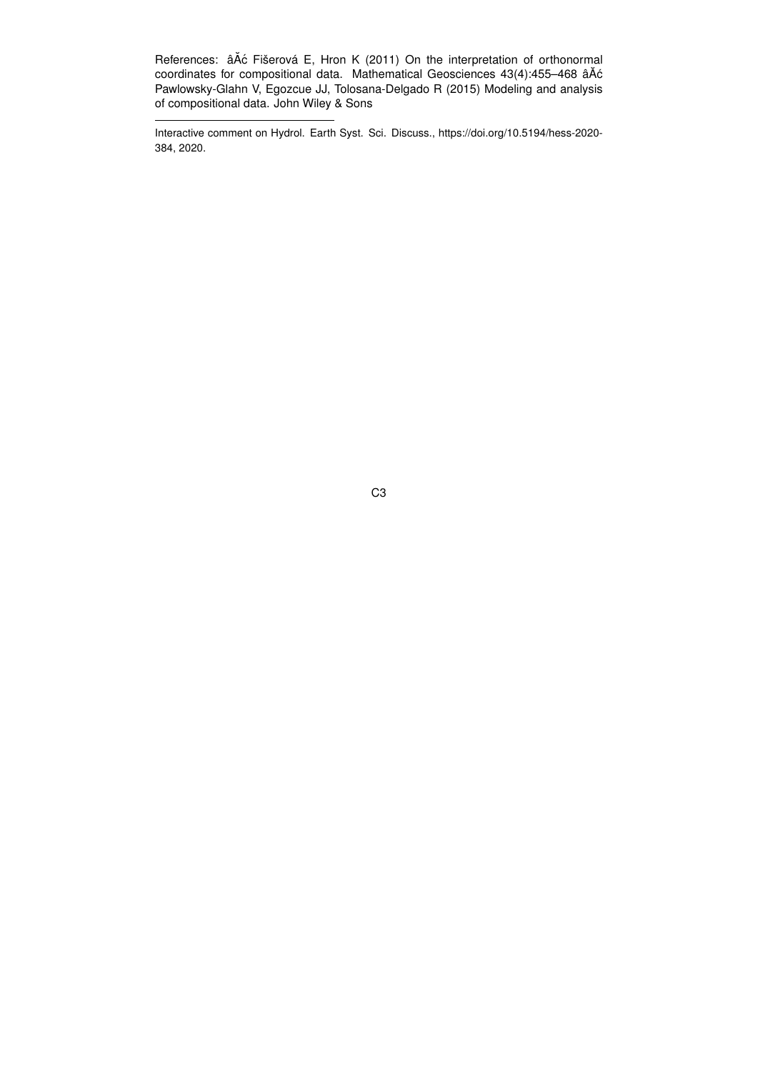References: âĂć Fišerová E, Hron K (2011) On the interpretation of orthonormal coordinates for compositional data. Mathematical Geosciences 43(4):455–468 âĂć Pawlowsky-Glahn V, Egozcue JJ, Tolosana-Delgado R (2015) Modeling and analysis of compositional data. John Wiley & Sons

---

Interactive comment on Hydrol. Earth Syst. Sci. Discuss., https://doi.org/10.5194/hess-2020-384, 2020.